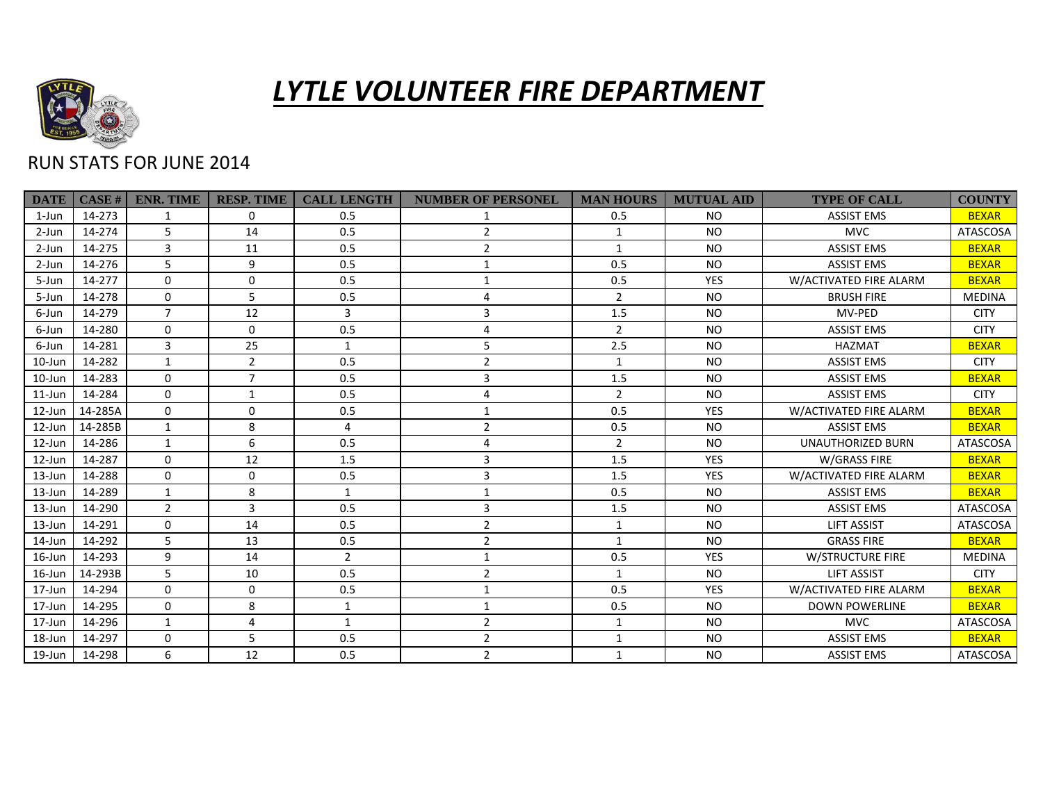# *LYTLE VOLUNTEER FIRE DEPARTMENT*

RUN STATS FOR JUNE 2014

| DATE | CASE # | ENR. TIME | RESP. TIME | CALL LENGTH | NUMBER OF PERSONEL | MAN HOURS | MUTUAL AID | TYPE OF CALL | COUNTY |
|---|---|---|---|---|---|---|---|---|---|
| 1-Jun | 14-273 | 1 | 0 | 0.5 | 1 | 0.5 | NO | ASSIST EMS | BEXAR |
| 2-Jun | 14-274 | 5 | 14 | 0.5 | 2 | 1 | NO | MVC | ATASCOSA |
| 2-Jun | 14-275 | 3 | 11 | 0.5 | 2 | 1 | NO | ASSIST EMS | BEXAR |
| 2-Jun | 14-276 | 5 | 9 | 0.5 | 1 | 0.5 | NO | ASSIST EMS | BEXAR |
| 5-Jun | 14-277 | 0 | 0 | 0.5 | 1 | 0.5 | YES | W/ACTIVATED FIRE ALARM | BEXAR |
| 5-Jun | 14-278 | 0 | 5 | 0.5 | 4 | 2 | NO | BRUSH FIRE | MEDINA |
| 6-Jun | 14-279 | 7 | 12 | 3 | 3 | 1.5 | NO | MV-PED | CITY |
| 6-Jun | 14-280 | 0 | 0 | 0.5 | 4 | 2 | NO | ASSIST EMS | CITY |
| 6-Jun | 14-281 | 3 | 25 | 1 | 5 | 2.5 | NO | HAZMAT | BEXAR |
| 10-Jun | 14-282 | 1 | 2 | 0.5 | 2 | 1 | NO | ASSIST EMS | CITY |
| 10-Jun | 14-283 | 0 | 7 | 0.5 | 3 | 1.5 | NO | ASSIST EMS | BEXAR |
| 11-Jun | 14-284 | 0 | 1 | 0.5 | 4 | 2 | NO | ASSIST EMS | CITY |
| 12-Jun | 14-285A | 0 | 0 | 0.5 | 1 | 0.5 | YES | W/ACTIVATED FIRE ALARM | BEXAR |
| 12-Jun | 14-285B | 1 | 8 | 4 | 2 | 0.5 | NO | ASSIST EMS | BEXAR |
| 12-Jun | 14-286 | 1 | 6 | 0.5 | 4 | 2 | NO | UNAUTHORIZED BURN | ATASCOSA |
| 12-Jun | 14-287 | 0 | 12 | 1.5 | 3 | 1.5 | YES | W/GRASS FIRE | BEXAR |
| 13-Jun | 14-288 | 0 | 0 | 0.5 | 3 | 1.5 | YES | W/ACTIVATED FIRE ALARM | BEXAR |
| 13-Jun | 14-289 | 1 | 8 | 1 | 1 | 0.5 | NO | ASSIST EMS | BEXAR |
| 13-Jun | 14-290 | 2 | 3 | 0.5 | 3 | 1.5 | NO | ASSIST EMS | ATASCOSA |
| 13-Jun | 14-291 | 0 | 14 | 0.5 | 2 | 1 | NO | LIFT ASSIST | ATASCOSA |
| 14-Jun | 14-292 | 5 | 13 | 0.5 | 2 | 1 | NO | GRASS FIRE | BEXAR |
| 16-Jun | 14-293 | 9 | 14 | 2 | 1 | 0.5 | YES | W/STRUCTURE FIRE | MEDINA |
| 16-Jun | 14-293B | 5 | 10 | 0.5 | 2 | 1 | NO | LIFT ASSIST | CITY |
| 17-Jun | 14-294 | 0 | 0 | 0.5 | 1 | 0.5 | YES | W/ACTIVATED FIRE ALARM | BEXAR |
| 17-Jun | 14-295 | 0 | 8 | 1 | 1 | 0.5 | NO | DOWN POWERLINE | BEXAR |
| 17-Jun | 14-296 | 1 | 4 | 1 | 2 | 1 | NO | MVC | ATASCOSA |
| 18-Jun | 14-297 | 0 | 5 | 0.5 | 2 | 1 | NO | ASSIST EMS | BEXAR |
| 19-Jun | 14-298 | 6 | 12 | 0.5 | 2 | 1 | NO | ASSIST EMS | ATASCOSA |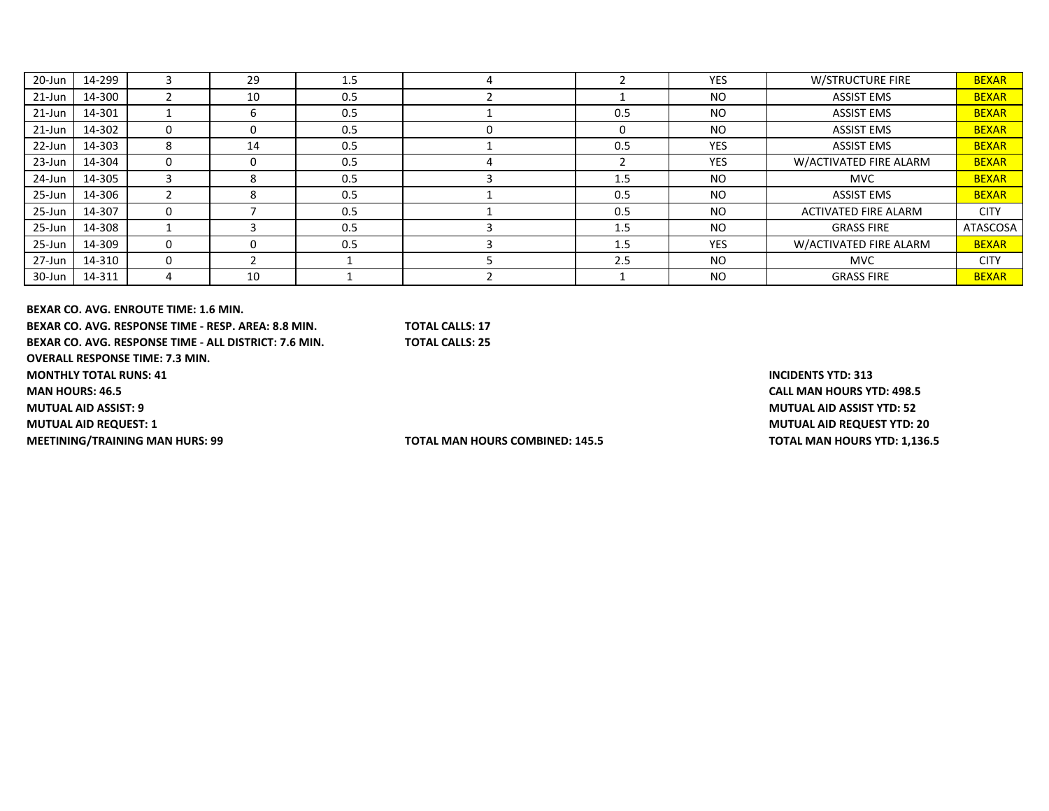| | | | | | | | | | |
|---|---|---|---|---|---|---|---|---|---|
| 20-Jun | 14-299 | 3 | 29 | 1.5 | 4 | 2 | YES | W/STRUCTURE FIRE | BEXAR |
| 21-Jun | 14-300 | 2 | 10 | 0.5 | 2 | 1 | NO | ASSIST EMS | BEXAR |
| 21-Jun | 14-301 | 1 | 6 | 0.5 | 1 | 0.5 | NO | ASSIST EMS | BEXAR |
| 21-Jun | 14-302 | 0 | 0 | 0.5 | 0 | 0 | NO | ASSIST EMS | BEXAR |
| 22-Jun | 14-303 | 8 | 14 | 0.5 | 1 | 0.5 | YES | ASSIST EMS | BEXAR |
| 23-Jun | 14-304 | 0 | 0 | 0.5 | 4 | 2 | YES | W/ACTIVATED FIRE ALARM | BEXAR |
| 24-Jun | 14-305 | 3 | 8 | 0.5 | 3 | 1.5 | NO | MVC | BEXAR |
| 25-Jun | 14-306 | 2 | 8 | 0.5 | 1 | 0.5 | NO | ASSIST EMS | BEXAR |
| 25-Jun | 14-307 | 0 | 7 | 0.5 | 1 | 0.5 | NO | ACTIVATED FIRE ALARM | CITY |
| 25-Jun | 14-308 | 1 | 3 | 0.5 | 3 | 1.5 | NO | GRASS FIRE | ATASCOSA |
| 25-Jun | 14-309 | 0 | 0 | 0.5 | 3 | 1.5 | YES | W/ACTIVATED FIRE ALARM | BEXAR |
| 27-Jun | 14-310 | 0 | 2 | 1 | 5 | 2.5 | NO | MVC | CITY |
| 30-Jun | 14-311 | 4 | 10 | 1 | 2 | 1 | NO | GRASS FIRE | BEXAR |

**BEXAR CO. AVG. ENROUTE TIME: 1.6 MIN.**

**BEXAR CO. AVG. RESPONSE TIME - RESP. AREA: 8.8 MIN.** **TOTAL CALLS: 17**

**BEXAR CO. AVG. RESPONSE TIME - ALL DISTRICT: 7.6 MIN.** **TOTAL CALLS: 25**

**OVERALL RESPONSE TIME: 7.3 MIN.**

**MONTHLY TOTAL RUNS: 41**

**MAN HOURS: 46.5**

**MUTUAL AID ASSIST: 9**

**MUTUAL AID REQUEST: 1**

**MEETINING/TRAINING MAN HURS: 99**

**TOTAL MAN HOURS COMBINED: 145.5**

**INCIDENTS YTD: 313**

**CALL MAN HOURS YTD: 498.5**

**MUTUAL AID ASSIST YTD: 52**

**MUTUAL AID REQUEST YTD: 20**

**TOTAL MAN HOURS YTD: 1,136.5**